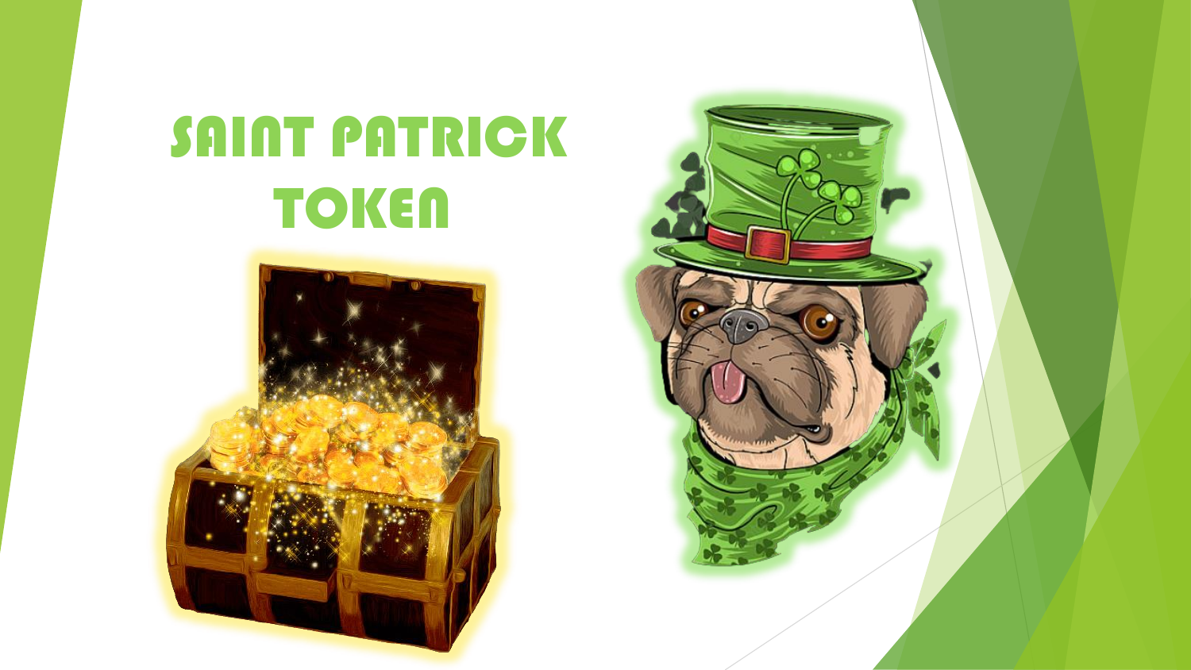# SAINT PATRICK TOKEN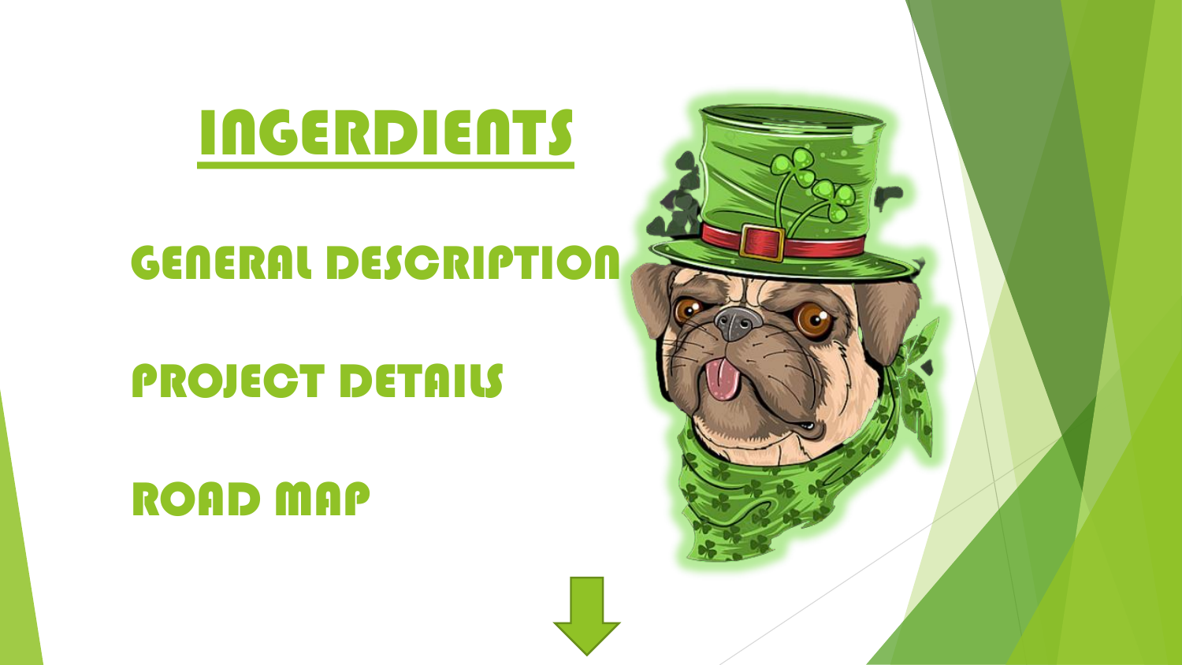# INGERDIENTS

GENERAL DESCRIPTION

PROJECT DETAILS

ROAD MAP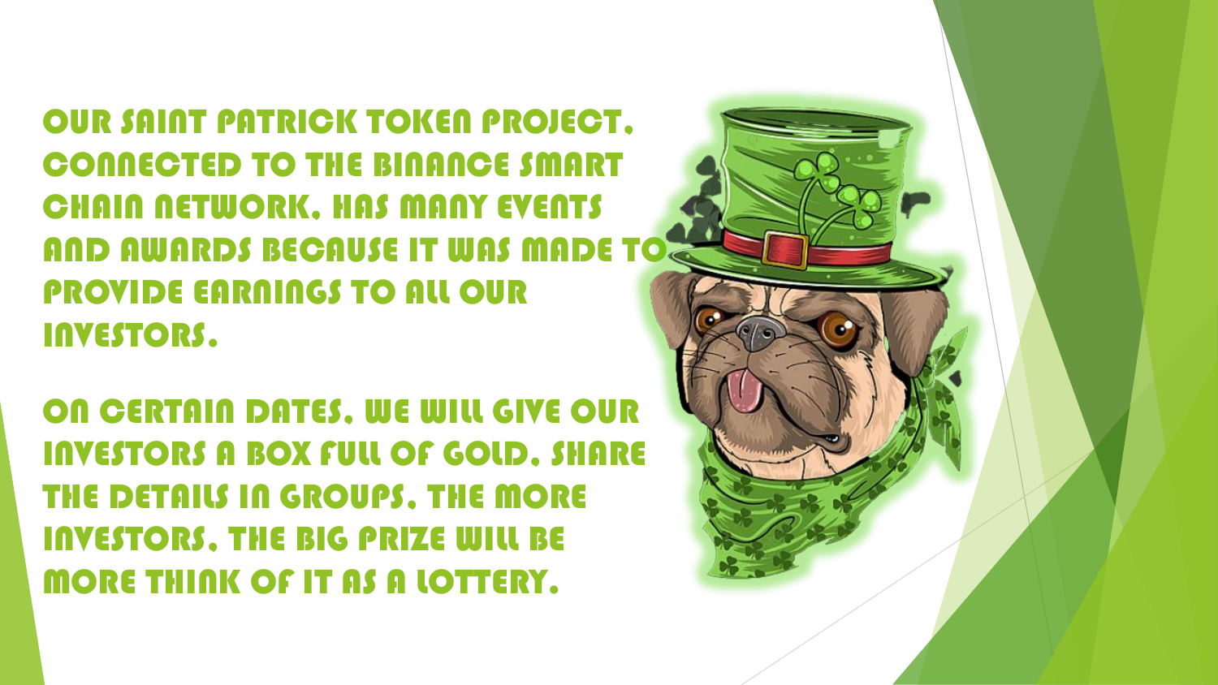OUR SAINT PATRICK TOKEN PROJECT, CONNECTED TO THE BINANCE SMART CHAIN NETWORK, HAS MANY EVENTS AND AWARDS BECAUSE IT WAS MADE TO PROVIDE EARNINGS TO ALL OUR INVESTORS.

ON CERTAIN DATES, WE WILL GIVE OUR INVESTORS A BOX FULL OF GOLD, SHARE THE DETAILS IN GROUPS, THE MORE INVESTORS, THE BIG PRIZE WILL BE MORE THINK OF IT AS A LOTTERY.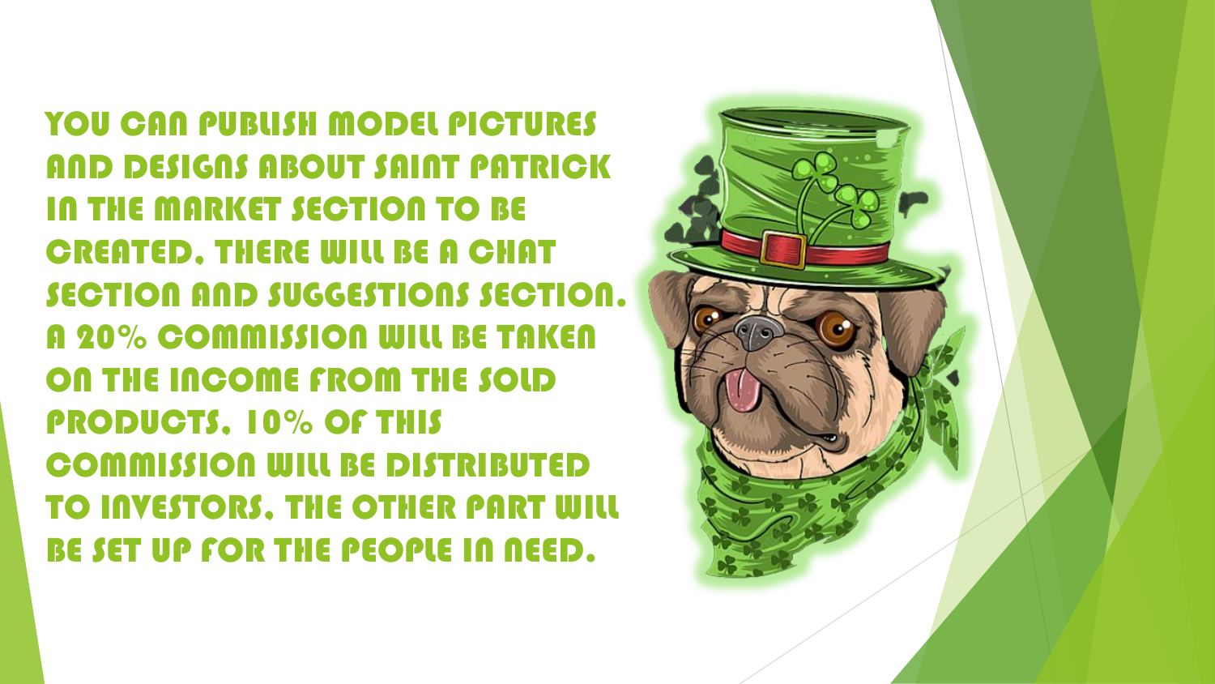YOU CAN PUBLISH MODEL PICTURES AND DESIGNS ABOUT SAINT PATRICK IN THE MARKET SECTION TO BE CREATED. THERE WILL BE A CHAT SECTION AND SUGGESTIONS SECTION. A 20% COMMISSION WILL BE TAKEN ON THE INCOME FROM THE SOLD PRODUCTS. 10% OF THIS COMMISSION WILL BE DISTRIBUTED TO INVESTORS. THE OTHER PART WILL BE SET UP FOR THE PEOPLE IN NEED.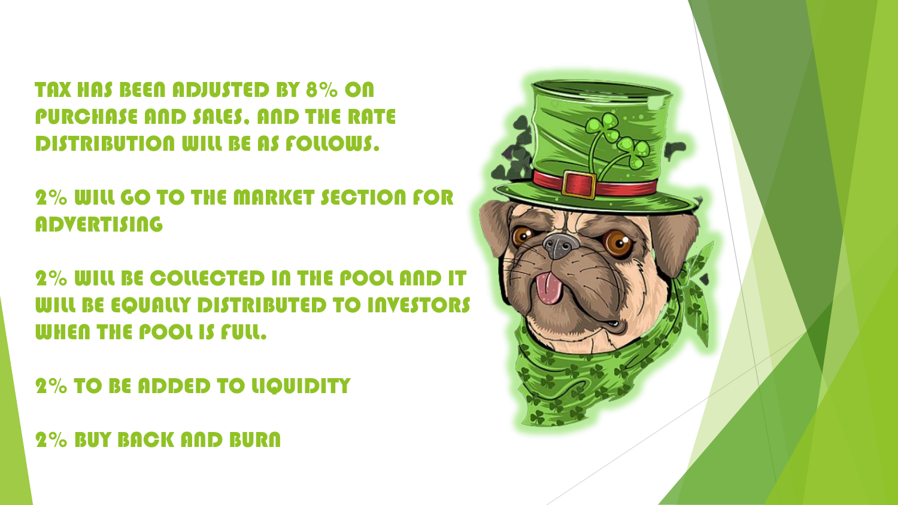TAX HAS BEEN ADJUSTED BY 8% ON PURCHASE AND SALES. AND THE RATE DISTRIBUTION WILL BE AS FOLLOWS.

2% WILL GO TO THE MARKET SECTION FOR ADVERTISING

2% WILL BE COLLECTED IN THE POOL AND IT WILL BE EQUALLY DISTRIBUTED TO INVESTORS WHEN THE POOL IS FULL.

2% TO BE ADDED TO LIQUIDITY

2% BUY BACK AND BURN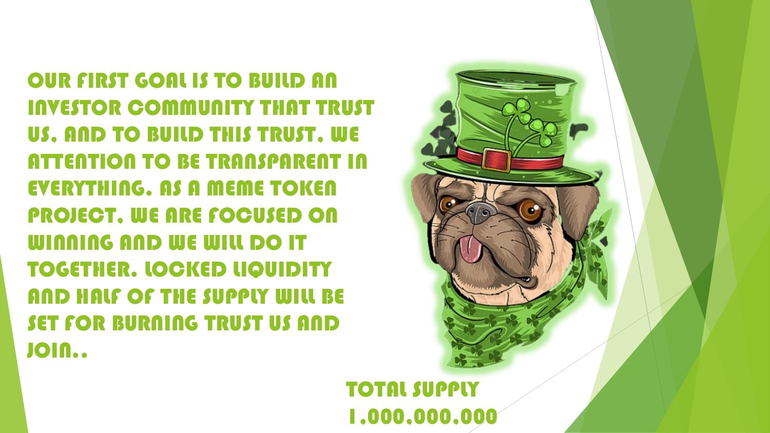OUR FIRST GOAL IS TO BUILD AN INVESTOR COMMUNITY THAT TRUST US, AND TO BUILD THIS TRUST, WE ATTENTION TO BE TRANSPARENT IN EVERYTHING. AS A MEME TOKEN PROJECT, WE ARE FOCUSED ON WINNING AND WE WILL DO IT TOGETHER. LOCKED LIQUIDITY AND HALF OF THE SUPPLY WILL BE SET FOR BURNING TRUST US AND JOIN..

TOTAL SUPPLY

1,000,000,000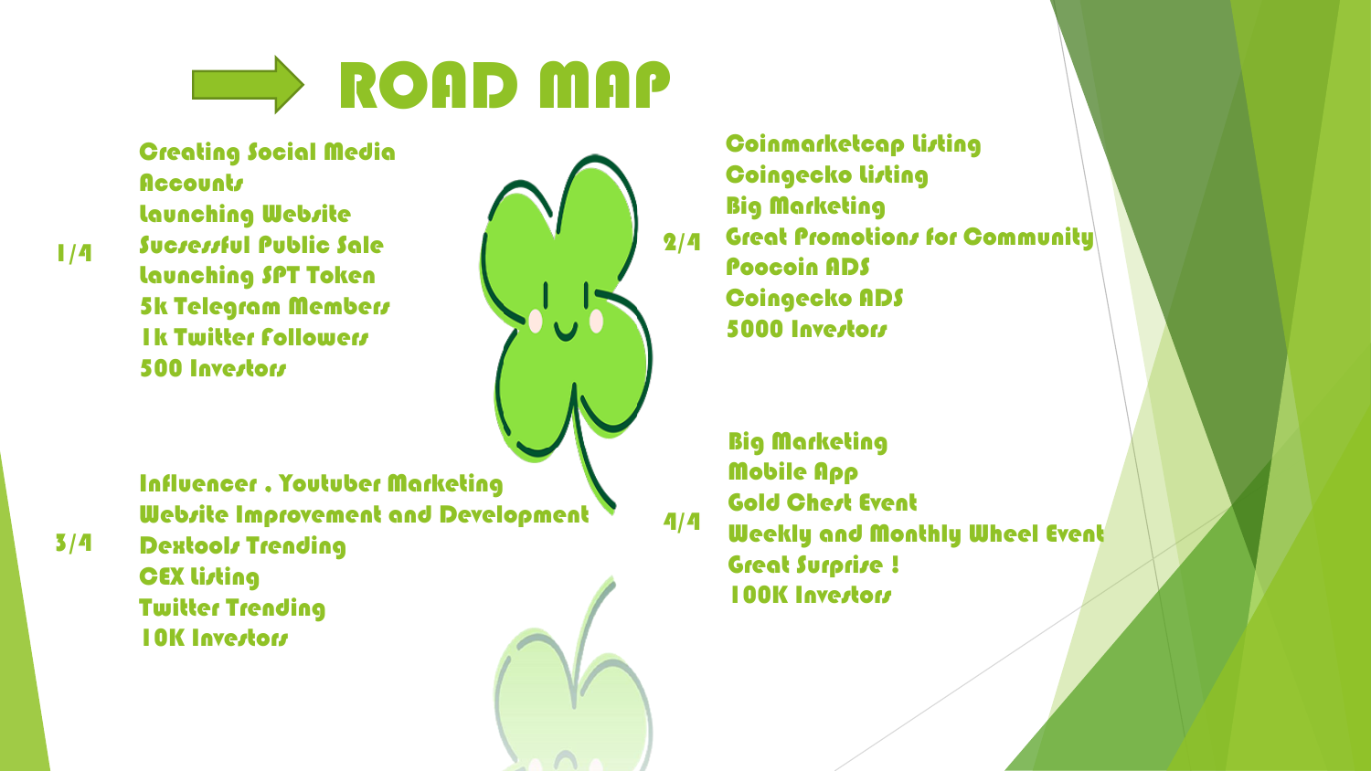# ROAD MAP

## 1/4

- Creating Social Media Accounts
- Launching Website
- Sucessful Public Sale
- Launching SPT Token
- 5k Telegram Members
- 1k Twitter Followers
- 500 Investors

## 2/4

- Coinmarketcap Listing
- Coingecko Listing
- Big Marketing
- Great Promotions for Community
- Poocoin ADS
- Coingecko ADS
- 5000 Investors

## 3/4

- Influencer . Youtuber Marketing
- Website Improvement and Development
- Dextools Trending
- CEX Listing
- Twitter Trending
- 10K Investors

## 4/4

- Big Marketing
- Mobile App
- Gold Chest Event
- Weekly and Monthly Wheel Event
- Great Surprise !
- 100K Investors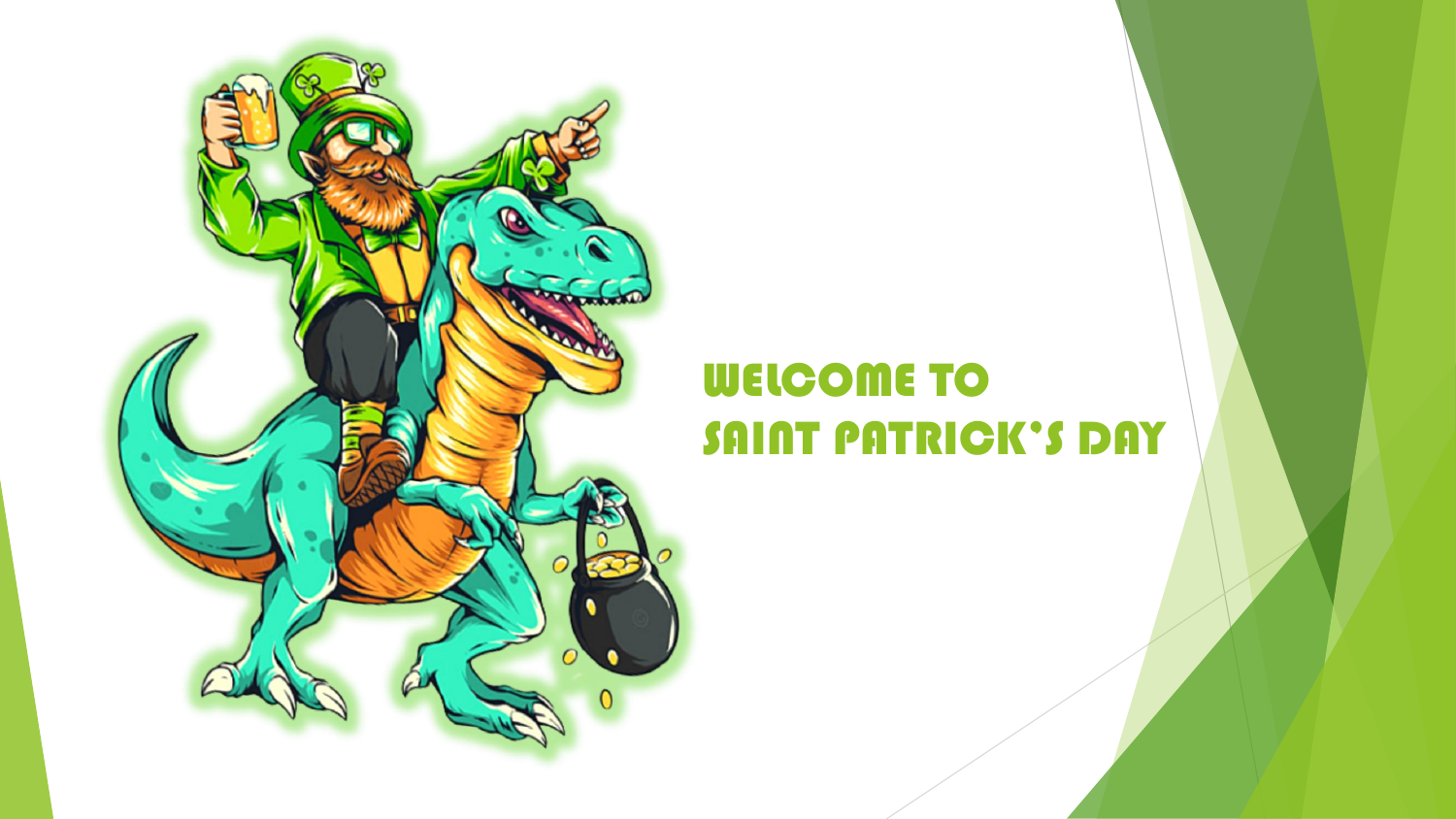# WELCOME TO SAINT PATRICK'S DAY